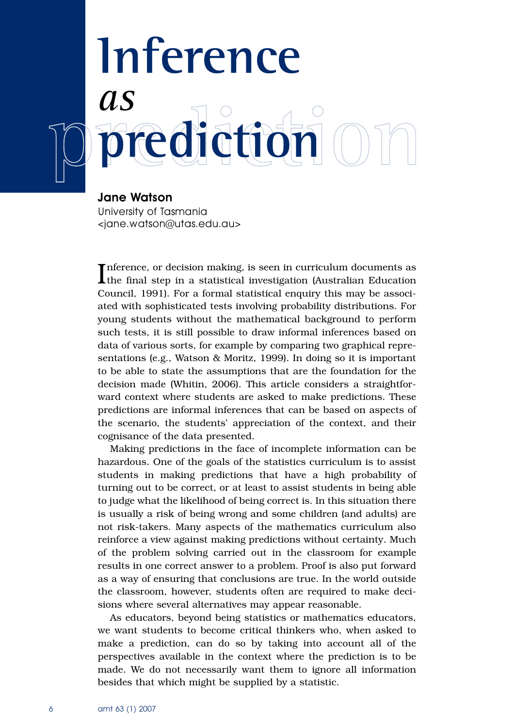# Inference *as* prediction

**Jane Watson**
University of Tasmania
<jane.watson@utas.edu.au>

Inference, or decision making, is seen in curriculum documents as the final step in a statistical investigation (Australian Education Council, 1991). For a formal statistical enquiry this may be associated with sophisticated tests involving probability distributions. For young students without the mathematical background to perform such tests, it is still possible to draw informal inferences based on data of various sorts, for example by comparing two graphical representations (e.g., Watson & Moritz, 1999). In doing so it is important to be able to state the assumptions that are the foundation for the decision made (Whitin, 2006). This article considers a straightforward context where students are asked to make predictions. These predictions are informal inferences that can be based on aspects of the scenario, the students' appreciation of the context, and their cognisance of the data presented.

Making predictions in the face of incomplete information can be hazardous. One of the goals of the statistics curriculum is to assist students in making predictions that have a high probability of turning out to be correct, or at least to assist students in being able to judge what the likelihood of being correct is. In this situation there is usually a risk of being wrong and some children (and adults) are not risk-takers. Many aspects of the mathematics curriculum also reinforce a view against making predictions without certainty. Much of the problem solving carried out in the classroom for example results in one correct answer to a problem. Proof is also put forward as a way of ensuring that conclusions are true. In the world outside the classroom, however, students often are required to make decisions where several alternatives may appear reasonable.

As educators, beyond being statistics or mathematics educators, we want students to become critical thinkers who, when asked to make a prediction, can do so by taking into account all of the perspectives available in the context where the prediction is to be made. We do not necessarily want them to ignore all information besides that which might be supplied by a statistic.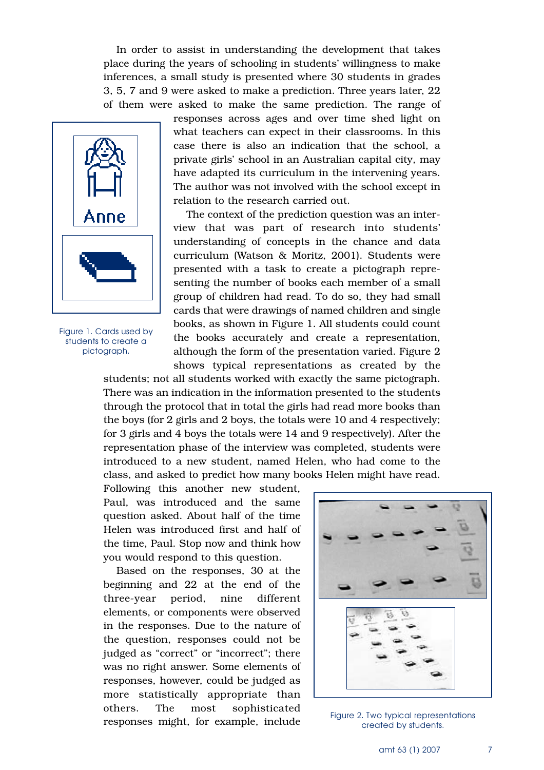In order to assist in understanding the development that takes place during the years of schooling in students' willingness to make inferences, a small study is presented where 30 students in grades 3, 5, 7 and 9 were asked to make a prediction. Three years later, 22 of them were asked to make the same prediction. The range of responses across ages and over time shed light on what teachers can expect in their classrooms. In this case there is also an indication that the school, a private girls' school in an Australian capital city, may have adapted its curriculum in the intervening years. The author was not involved with the school except in relation to the research carried out.

Figure 1. Cards used by students to create a pictograph.

The context of the prediction question was an interview that was part of research into students' understanding of concepts in the chance and data curriculum (Watson & Moritz, 2001). Students were presented with a task to create a pictograph representing the number of books each member of a small group of children had read. To do so, they had small cards that were drawings of named children and single books, as shown in Figure 1. All students could count the books accurately and create a representation, although the form of the presentation varied. Figure 2 shows typical representations as created by the students; not all students worked with exactly the same pictograph. There was an indication in the information presented to the students through the protocol that in total the girls had read more books than the boys (for 2 girls and 2 boys, the totals were 10 and 4 respectively; for 3 girls and 4 boys the totals were 14 and 9 respectively). After the representation phase of the interview was completed, students were introduced to a new student, named Helen, who had come to the class, and asked to predict how many books Helen might have read. Following this another new student, Paul, was introduced and the same question asked. About half of the time Helen was introduced first and half of the time, Paul. Stop now and think how you would respond to this question.

Figure 2. Two typical representations created by students.

Based on the responses, 30 at the beginning and 22 at the end of the three-year period, nine different elements, or components were observed in the responses. Due to the nature of the question, responses could not be judged as "correct" or "incorrect"; there was no right answer. Some elements of responses, however, could be judged as more statistically appropriate than others. The most sophisticated responses might, for example, include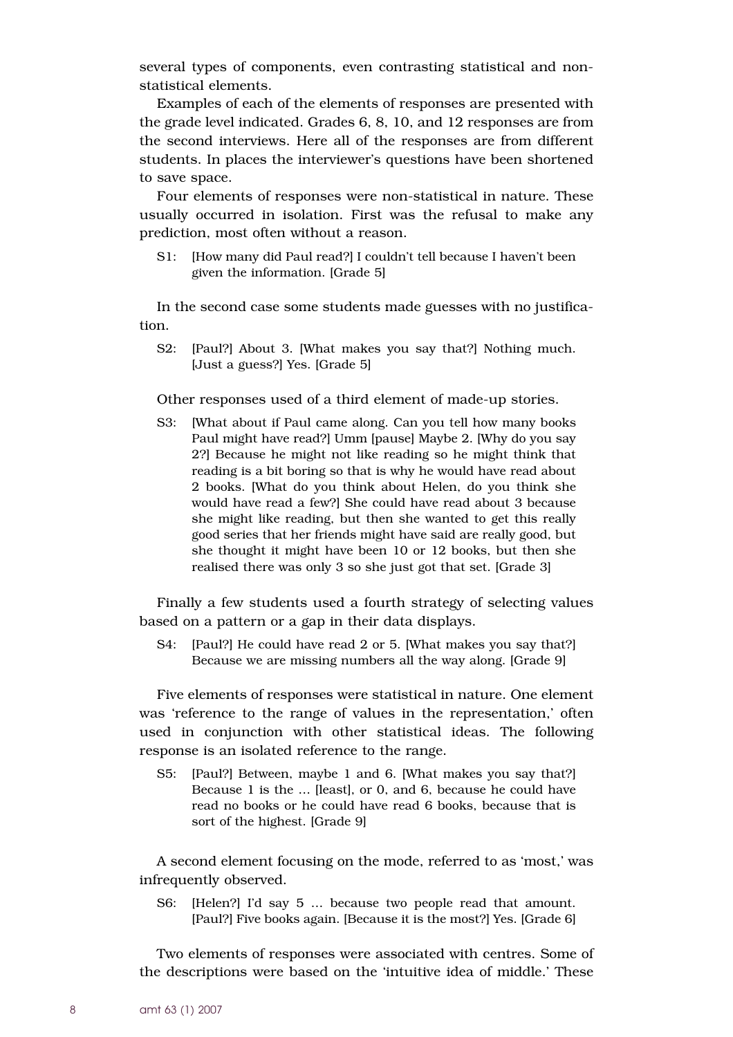several types of components, even contrasting statistical and non-statistical elements.

Examples of each of the elements of responses are presented with the grade level indicated. Grades 6, 8, 10, and 12 responses are from the second interviews. Here all of the responses are from different students. In places the interviewer's questions have been shortened to save space.

Four elements of responses were non-statistical in nature. These usually occurred in isolation. First was the refusal to make any prediction, most often without a reason.

> S1: [How many did Paul read?] I couldn't tell because I haven't been given the information. [Grade 5]

In the second case some students made guesses with no justification.

> S2: [Paul?] About 3. [What makes you say that?] Nothing much. [Just a guess?] Yes. [Grade 5]

Other responses used of a third element of made-up stories.

> S3: [What about if Paul came along. Can you tell how many books Paul might have read?] Umm [pause] Maybe 2. [Why do you say 2?] Because he might not like reading so he might think that reading is a bit boring so that is why he would have read about 2 books. [What do you think about Helen, do you think she would have read a few?] She could have read about 3 because she might like reading, but then she wanted to get this really good series that her friends might have said are really good, but she thought it might have been 10 or 12 books, but then she realised there was only 3 so she just got that set. [Grade 3]

Finally a few students used a fourth strategy of selecting values based on a pattern or a gap in their data displays.

> S4: [Paul?] He could have read 2 or 5. [What makes you say that?] Because we are missing numbers all the way along. [Grade 9]

Five elements of responses were statistical in nature. One element was 'reference to the range of values in the representation,' often used in conjunction with other statistical ideas. The following response is an isolated reference to the range.

> S5: [Paul?] Between, maybe 1 and 6. [What makes you say that?] Because 1 is the ... [least], or 0, and 6, because he could have read no books or he could have read 6 books, because that is sort of the highest. [Grade 9]

A second element focusing on the mode, referred to as 'most,' was infrequently observed.

> S6: [Helen?] I'd say 5 ... because two people read that amount. [Paul?] Five books again. [Because it is the most?] Yes. [Grade 6]

Two elements of responses were associated with centres. Some of the descriptions were based on the 'intuitive idea of middle.' These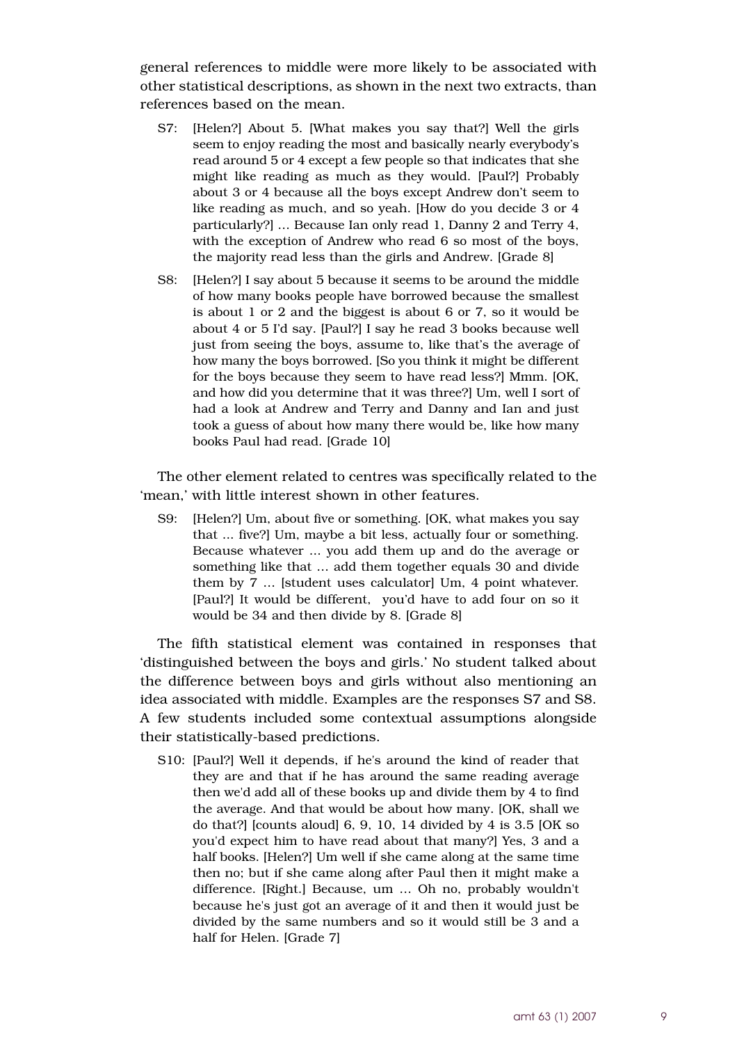general references to middle were more likely to be associated with other statistical descriptions, as shown in the next two extracts, than references based on the mean.

> S7: [Helen?] About 5. [What makes you say that?] Well the girls seem to enjoy reading the most and basically nearly everybody's read around 5 or 4 except a few people so that indicates that she might like reading as much as they would. [Paul?] Probably about 3 or 4 because all the boys except Andrew don't seem to like reading as much, and so yeah. [How do you decide 3 or 4 particularly?] ... Because Ian only read 1, Danny 2 and Terry 4, with the exception of Andrew who read 6 so most of the boys, the majority read less than the girls and Andrew. [Grade 8]

> S8: [Helen?] I say about 5 because it seems to be around the middle of how many books people have borrowed because the smallest is about 1 or 2 and the biggest is about 6 or 7, so it would be about 4 or 5 I'd say. [Paul?] I say he read 3 books because well just from seeing the boys, assume to, like that's the average of how many the boys borrowed. [So you think it might be different for the boys because they seem to have read less?] Mmm. [OK, and how did you determine that it was three?] Um, well I sort of had a look at Andrew and Terry and Danny and Ian and just took a guess of about how many there would be, like how many books Paul had read. [Grade 10]

The other element related to centres was specifically related to the 'mean,' with little interest shown in other features.

> S9: [Helen?] Um, about five or something. [OK, what makes you say that ... five?] Um, maybe a bit less, actually four or something. Because whatever ... you add them up and do the average or something like that ... add them together equals 30 and divide them by 7 ... [student uses calculator] Um, 4 point whatever. [Paul?] It would be different, you'd have to add four on so it would be 34 and then divide by 8. [Grade 8]

The fifth statistical element was contained in responses that 'distinguished between the boys and girls.' No student talked about the difference between boys and girls without also mentioning an idea associated with middle. Examples are the responses S7 and S8. A few students included some contextual assumptions alongside their statistically-based predictions.

> S10: [Paul?] Well it depends, if he's around the kind of reader that they are and that if he has around the same reading average then we'd add all of these books up and divide them by 4 to find the average. And that would be about how many. [OK, shall we do that?] [counts aloud] 6, 9, 10, 14 divided by 4 is 3.5 [OK so you'd expect him to have read about that many?] Yes, 3 and a half books. [Helen?] Um well if she came along at the same time then no; but if she came along after Paul then it might make a difference. [Right.] Because, um ... Oh no, probably wouldn't because he's just got an average of it and then it would just be divided by the same numbers and so it would still be 3 and a half for Helen. [Grade 7]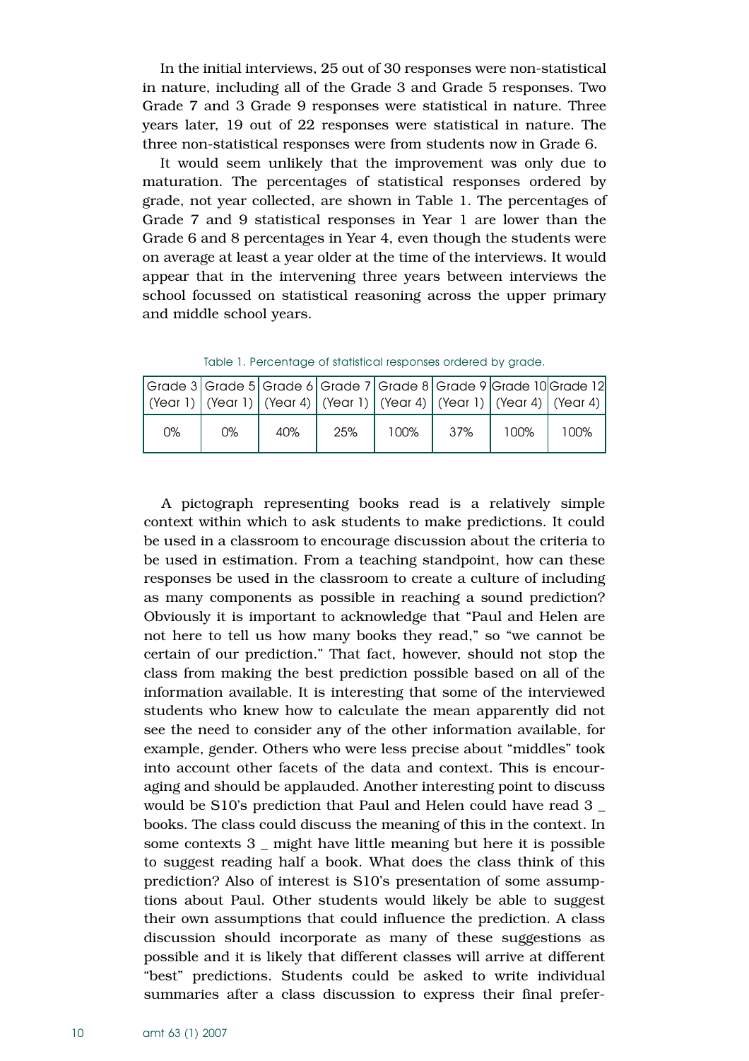In the initial interviews, 25 out of 30 responses were non-statistical in nature, including all of the Grade 3 and Grade 5 responses. Two Grade 7 and 3 Grade 9 responses were statistical in nature. Three years later, 19 out of 22 responses were statistical in nature. The three non-statistical responses were from students now in Grade 6.

It would seem unlikely that the improvement was only due to maturation. The percentages of statistical responses ordered by grade, not year collected, are shown in Table 1. The percentages of Grade 7 and 9 statistical responses in Year 1 are lower than the Grade 6 and 8 percentages in Year 4, even though the students were on average at least a year older at the time of the interviews. It would appear that in the intervening three years between interviews the school focussed on statistical reasoning across the upper primary and middle school years.

Table 1. Percentage of statistical responses ordered by grade.

| Grade 3 (Year 1) | Grade 5 (Year 1) | Grade 6 (Year 4) | Grade 7 (Year 1) | Grade 8 (Year 4) | Grade 9 (Year 1) | Grade 10 (Year 4) | Grade 12 (Year 4) |
|---|---|---|---|---|---|---|---|
| 0% | 0% | 40% | 25% | 100% | 37% | 100% | 100% |

A pictograph representing books read is a relatively simple context within which to ask students to make predictions. It could be used in a classroom to encourage discussion about the criteria to be used in estimation. From a teaching standpoint, how can these responses be used in the classroom to create a culture of including as many components as possible in reaching a sound prediction? Obviously it is important to acknowledge that "Paul and Helen are not here to tell us how many books they read," so "we cannot be certain of our prediction." That fact, however, should not stop the class from making the best prediction possible based on all of the information available. It is interesting that some of the interviewed students who knew how to calculate the mean apparently did not see the need to consider any of the other information available, for example, gender. Others who were less precise about "middles" took into account other facets of the data and context. This is encouraging and should be applauded. Another interesting point to discuss would be S10's prediction that Paul and Helen could have read 3 _ books. The class could discuss the meaning of this in the context. In some contexts 3 _ might have little meaning but here it is possible to suggest reading half a book. What does the class think of this prediction? Also of interest is S10's presentation of some assumptions about Paul. Other students would likely be able to suggest their own assumptions that could influence the prediction. A class discussion should incorporate as many of these suggestions as possible and it is likely that different classes will arrive at different "best" predictions. Students could be asked to write individual summaries after a class discussion to express their final prefer-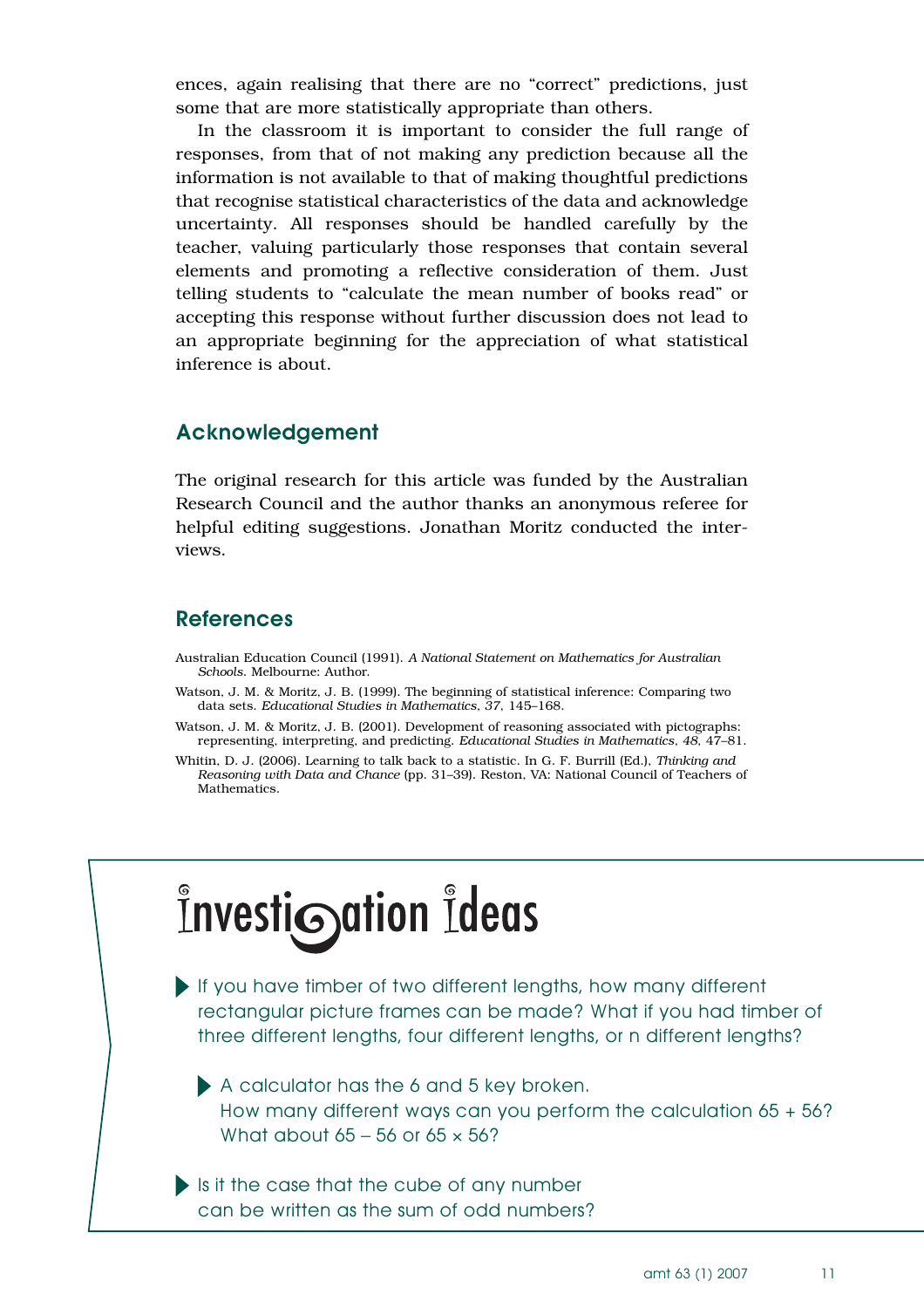ences, again realising that there are no "correct" predictions, just some that are more statistically appropriate than others.

In the classroom it is important to consider the full range of responses, from that of not making any prediction because all the information is not available to that of making thoughtful predictions that recognise statistical characteristics of the data and acknowledge uncertainty. All responses should be handled carefully by the teacher, valuing particularly those responses that contain several elements and promoting a reflective consideration of them. Just telling students to "calculate the mean number of books read" or accepting this response without further discussion does not lead to an appropriate beginning for the appreciation of what statistical inference is about.

## Acknowledgement

The original research for this article was funded by the Australian Research Council and the author thanks an anonymous referee for helpful editing suggestions. Jonathan Moritz conducted the interviews.

## References

Australian Education Council (1991). *A National Statement on Mathematics for Australian Schools.* Melbourne: Author.

Watson, J. M. & Moritz, J. B. (1999). The beginning of statistical inference: Comparing two data sets. *Educational Studies in Mathematics*, *37*, 145–168.

Watson, J. M. & Moritz, J. B. (2001). Development of reasoning associated with pictographs: representing, interpreting, and predicting. *Educational Studies in Mathematics*, *48*, 47–81.

Whitin, D. J. (2006). Learning to talk back to a statistic. In G. F. Burrill (Ed.), *Thinking and Reasoning with Data and Chance* (pp. 31–39). Reston, VA: National Council of Teachers of Mathematics.

## Investigation Ideas

- If you have timber of two different lengths, how many different rectangular picture frames can be made? What if you had timber of three different lengths, four different lengths, or n different lengths?

- A calculator has the 6 and 5 key broken. How many different ways can you perform the calculation 65 + 56? What about 65 – 56 or 65 × 56?

- Is it the case that the cube of any number can be written as the sum of odd numbers?